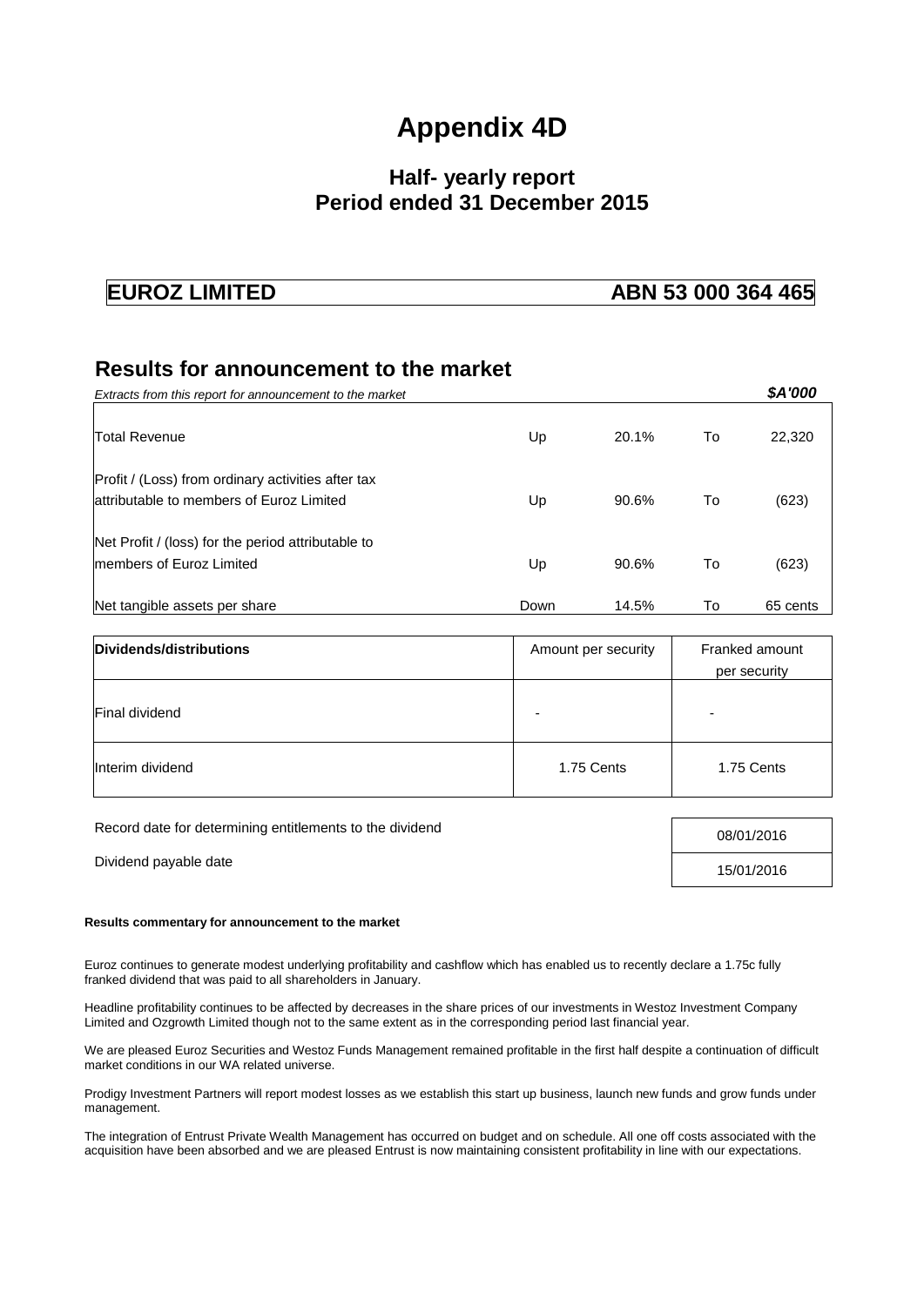# Appendix 4D

## Half- yearly report
## Period ended 31 December 2015

**EUROZ LIMITED** **ABN 53 000 364 465**

## Results for announcement to the market

| *Extracts from this report for announcement to the market* | | | | ***$A'000*** |
|---|---|---|---|---|
| Total Revenue | Up | 20.1% | To | 22,320 |
| Profit / (Loss) from ordinary activities after tax attributable to members of Euroz Limited | Up | 90.6% | To | (623) |
| Net Profit / (loss) for the period attributable to members of Euroz Limited | Up | 90.6% | To | (623) |
| Net tangible assets per share | Down | 14.5% | To | 65 cents |

| **Dividends/distributions** | Amount per security | Franked amount per security |
|---|---|---|
| Final dividend | - | - |
| Interim dividend | 1.75 Cents | 1.75 Cents |

| | |
|---|---|
| Record date for determining entitlements to the dividend | 08/01/2016 |
| Dividend payable date | 15/01/2016 |

**Results commentary for announcement to the market**

Euroz continues to generate modest underlying profitability and cashflow which has enabled us to recently declare a 1.75c fully franked dividend that was paid to all shareholders in January.

Headline profitability continues to be affected by decreases in the share prices of our investments in Westoz Investment Company Limited and Ozgrowth Limited though not to the same extent as in the corresponding period last financial year.

We are pleased Euroz Securities and Westoz Funds Management remained profitable in the first half despite a continuation of difficult market conditions in our WA related universe.

Prodigy Investment Partners will report modest losses as we establish this start up business, launch new funds and grow funds under management.

The integration of Entrust Private Wealth Management has occurred on budget and on schedule. All one off costs associated with the acquisition have been absorbed and we are pleased Entrust is now maintaining consistent profitability in line with our expectations.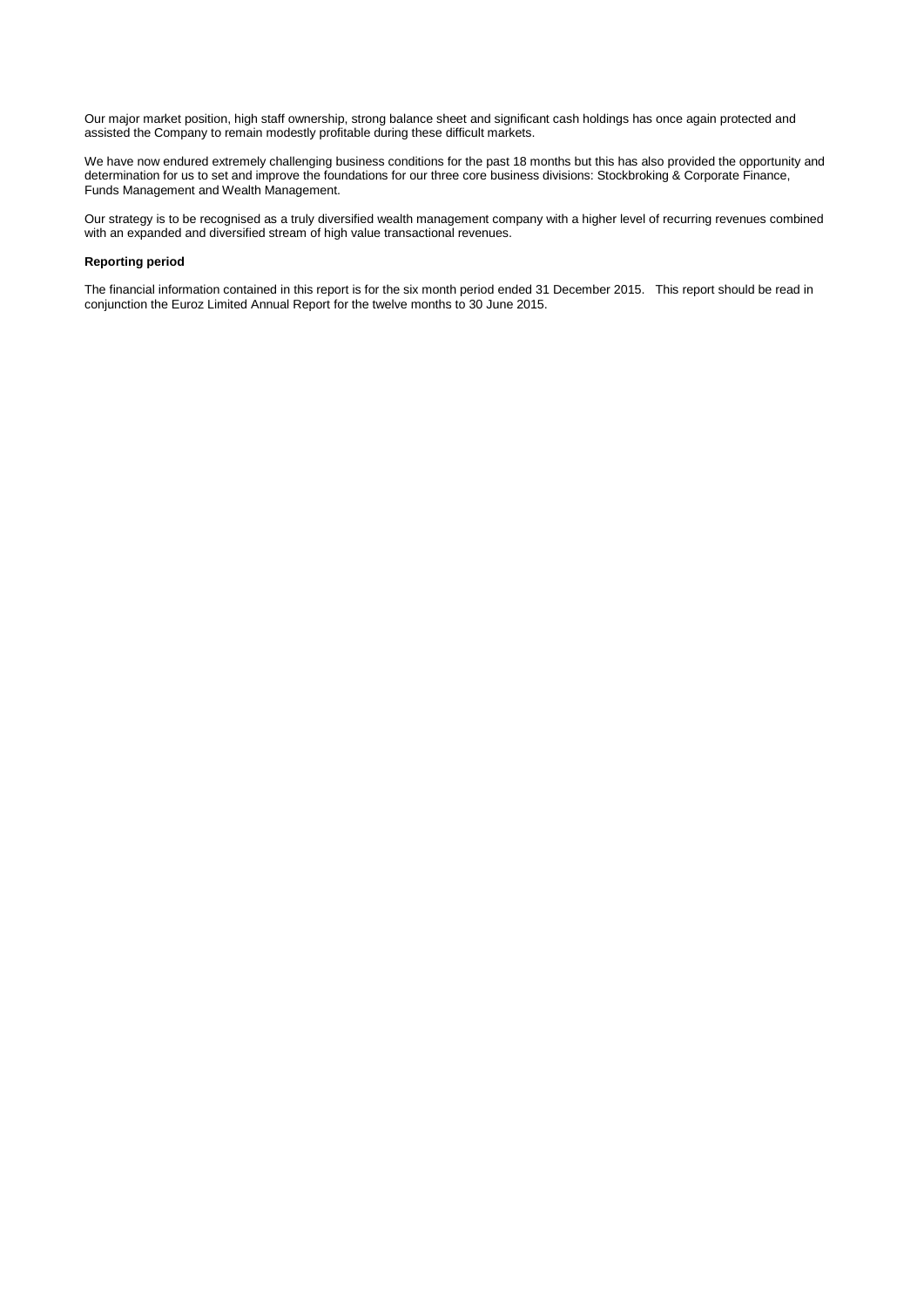Our major market position, high staff ownership, strong balance sheet and significant cash holdings has once again protected and assisted the Company to remain modestly profitable during these difficult markets.

We have now endured extremely challenging business conditions for the past 18 months but this has also provided the opportunity and determination for us to set and improve the foundations for our three core business divisions: Stockbroking & Corporate Finance, Funds Management and Wealth Management.

Our strategy is to be recognised as a truly diversified wealth management company with a higher level of recurring revenues combined with an expanded and diversified stream of high value transactional revenues.

**Reporting period**

The financial information contained in this report is for the six month period ended 31 December 2015. This report should be read in conjunction the Euroz Limited Annual Report for the twelve months to 30 June 2015.